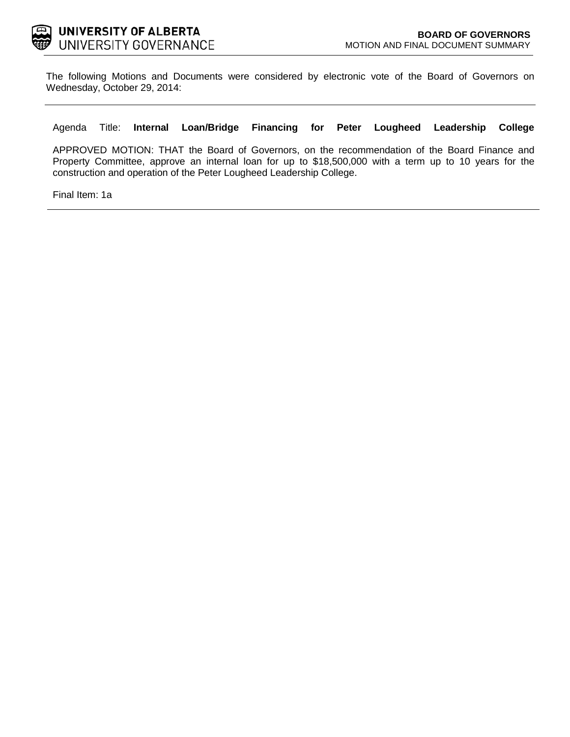**UNIVERSITY OF ALBERTA**
UNIVERSITY GOVERNANCE

**BOARD OF GOVERNORS**
MOTION AND FINAL DOCUMENT SUMMARY

The following Motions and Documents were considered by electronic vote of the Board of Governors on Wednesday, October 29, 2014:

---

Agenda Title: **Internal Loan/Bridge Financing for Peter Lougheed Leadership College**

APPROVED MOTION: THAT the Board of Governors, on the recommendation of the Board Finance and Property Committee, approve an internal loan for up to $18,500,000 with a term up to 10 years for the construction and operation of the Peter Lougheed Leadership College.

Final Item: 1a

---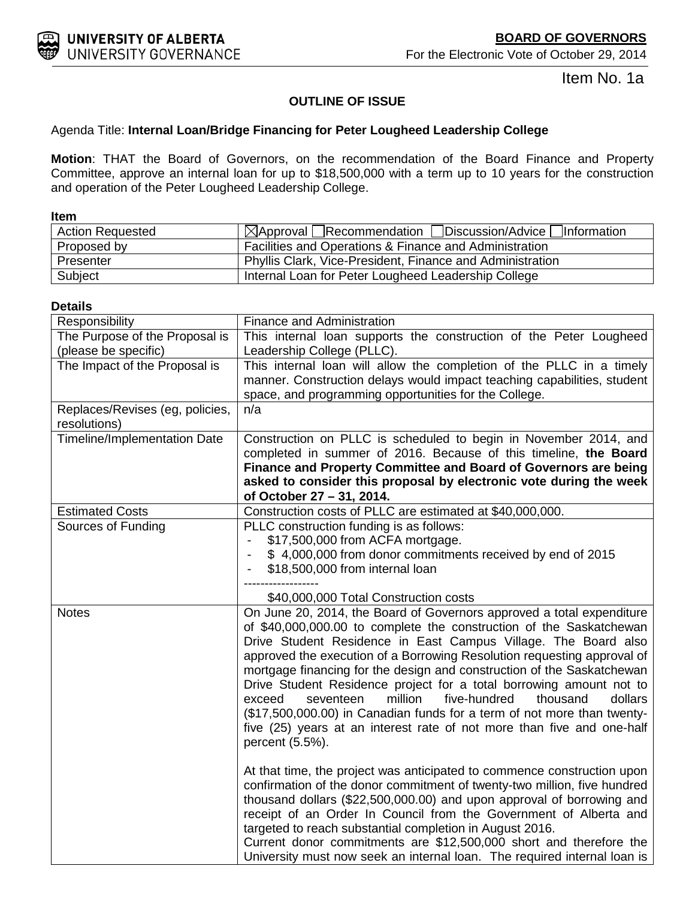**BOARD OF GOVERNORS**

For the Electronic Vote of October 29, 2014

Item No. 1a

**OUTLINE OF ISSUE**

Agenda Title: **Internal Loan/Bridge Financing for Peter Lougheed Leadership College**

**Motion**: THAT the Board of Governors, on the recommendation of the Board Finance and Property Committee, approve an internal loan for up to $18,500,000 with a term up to 10 years for the construction and operation of the Peter Lougheed Leadership College.

**Item**

| | |
|---|---|
| Action Requested | ☒Approval ☐Recommendation ☐Discussion/Advice ☐Information |
| Proposed by | Facilities and Operations & Finance and Administration |
| Presenter | Phyllis Clark, Vice-President, Finance and Administration |
| Subject | Internal Loan for Peter Lougheed Leadership College |

**Details**

| | |
|---|---|
| Responsibility | Finance and Administration |
| The Purpose of the Proposal is (please be specific) | This internal loan supports the construction of the Peter Lougheed Leadership College (PLLC). |
| The Impact of the Proposal is | This internal loan will allow the completion of the PLLC in a timely manner. Construction delays would impact teaching capabilities, student space, and programming opportunities for the College. |
| Replaces/Revises (eg, policies, resolutions) | n/a |
| Timeline/Implementation Date | Construction on PLLC is scheduled to begin in November 2014, and completed in summer of 2016. Because of this timeline, **the Board Finance and Property Committee and Board of Governors are being asked to consider this proposal by electronic vote during the week of October 27 – 31, 2014.** |
| Estimated Costs | Construction costs of PLLC are estimated at $40,000,000. |
| Sources of Funding | PLLC construction funding is as follows:<br>- $17,500,000 from ACFA mortgage.<br>- $ 4,000,000 from donor commitments received by end of 2015<br>- $18,500,000 from internal loan<br>------------------<br>$40,000,000 Total Construction costs |
| Notes | On June 20, 2014, the Board of Governors approved a total expenditure of $40,000,000.00 to complete the construction of the Saskatchewan Drive Student Residence in East Campus Village. The Board also approved the execution of a Borrowing Resolution requesting approval of mortgage financing for the design and construction of the Saskatchewan Drive Student Residence project for a total borrowing amount not to exceed seventeen million five-hundred thousand dollars ($17,500,000.00) in Canadian funds for a term of not more than twenty-five (25) years at an interest rate of not more than five and one-half percent (5.5%).<br><br>At that time, the project was anticipated to commence construction upon confirmation of the donor commitment of twenty-two million, five hundred thousand dollars ($22,500,000.00) and upon approval of borrowing and receipt of an Order In Council from the Government of Alberta and targeted to reach substantial completion in August 2016.<br>Current donor commitments are $12,500,000 short and therefore the University must now seek an internal loan. The required internal loan is |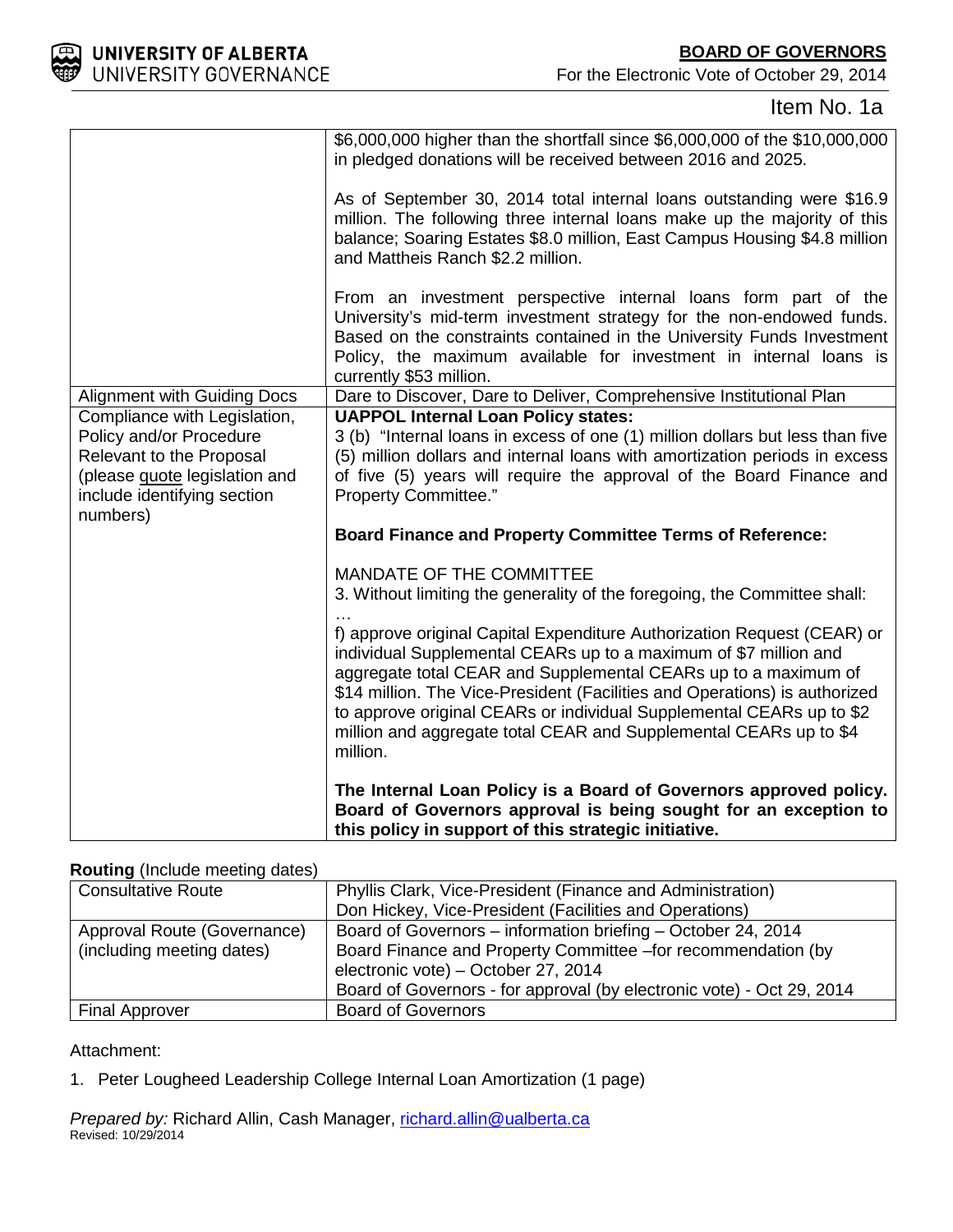Item No. 1a

| | |
|---|---|
| | $6,000,000 higher than the shortfall since $6,000,000 of the $10,000,000 in pledged donations will be received between 2016 and 2025.<br><br>As of September 30, 2014 total internal loans outstanding were $16.9 million. The following three internal loans make up the majority of this balance; Soaring Estates $8.0 million, East Campus Housing $4.8 million and Mattheis Ranch $2.2 million.<br><br>From an investment perspective internal loans form part of the University's mid-term investment strategy for the non-endowed funds. Based on the constraints contained in the University Funds Investment Policy, the maximum available for investment in internal loans is currently $53 million. |
| Alignment with Guiding Docs | Dare to Discover, Dare to Deliver, Comprehensive Institutional Plan |
| Compliance with Legislation, Policy and/or Procedure Relevant to the Proposal (please quote legislation and include identifying section numbers) | **UAPPOL Internal Loan Policy states:**<br>3 (b) "Internal loans in excess of one (1) million dollars but less than five (5) million dollars and internal loans with amortization periods in excess of five (5) years will require the approval of the Board Finance and Property Committee."<br><br>**Board Finance and Property Committee Terms of Reference:**<br><br>MANDATE OF THE COMMITTEE<br>3. Without limiting the generality of the foregoing, the Committee shall:<br>…<br>f) approve original Capital Expenditure Authorization Request (CEAR) or individual Supplemental CEARs up to a maximum of $7 million and aggregate total CEAR and Supplemental CEARs up to a maximum of $14 million. The Vice-President (Facilities and Operations) is authorized to approve original CEARs or individual Supplemental CEARs up to $2 million and aggregate total CEAR and Supplemental CEARs up to $4 million.<br><br>**The Internal Loan Policy is a Board of Governors approved policy. Board of Governors approval is being sought for an exception to this policy in support of this strategic initiative.** |

**Routing** (Include meeting dates)

| | |
|---|---|
| Consultative Route | Phyllis Clark, Vice-President (Finance and Administration)<br>Don Hickey, Vice-President (Facilities and Operations) |
| Approval Route (Governance) (including meeting dates) | Board of Governors – information briefing – October 24, 2014<br>Board Finance and Property Committee –for recommendation (by electronic vote) – October 27, 2014<br>Board of Governors - for approval (by electronic vote) - Oct 29, 2014 |
| Final Approver | Board of Governors |

Attachment:

1. Peter Lougheed Leadership College Internal Loan Amortization (1 page)

*Prepared by:* Richard Allin, Cash Manager, richard.allin@ualberta.ca
Revised: 10/29/2014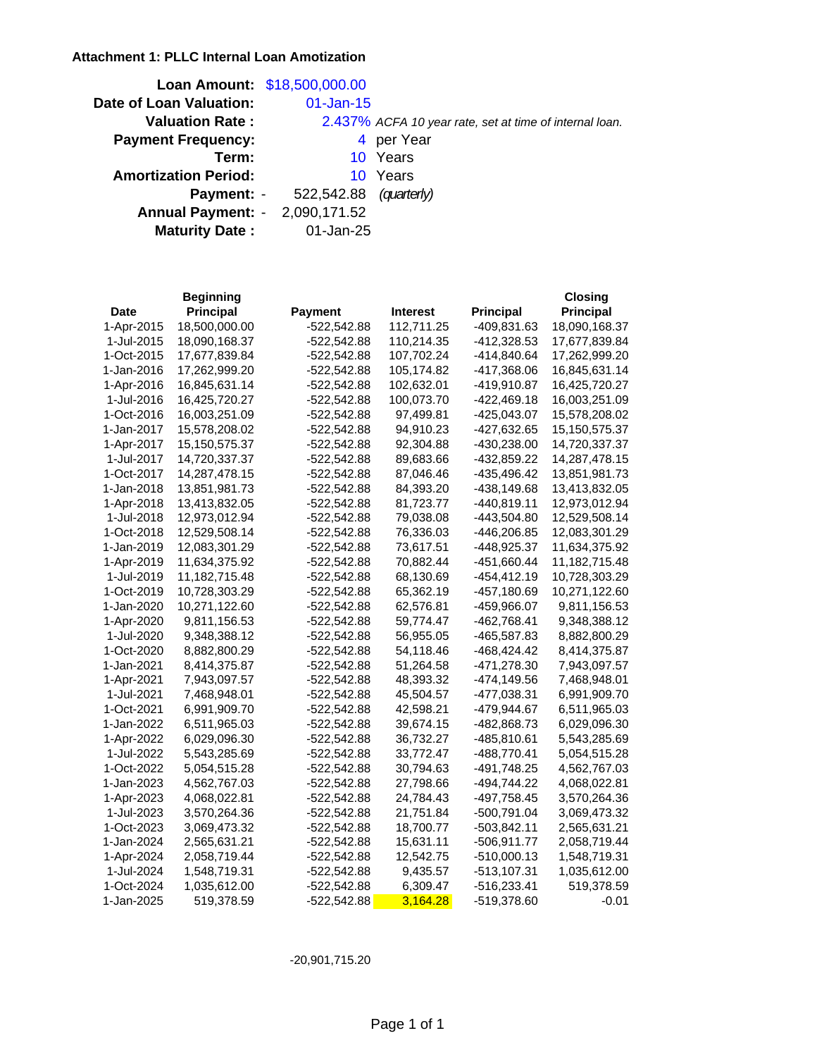**Attachment 1: PLLC Internal Loan Amotization**

| | | |
|---|---|---|
| **Loan Amount:** | $18,500,000.00 | |
| **Date of Loan Valuation:** | 01-Jan-15 | |
| **Valuation Rate :** | 2.437% | *ACFA 10 year rate, set at time of internal loan.* |
| **Payment Frequency:** | 4 | per Year |
| **Term:** | 10 | Years |
| **Amortization Period:** | 10 | Years |
| **Payment:** - | 522,542.88 | *(quarterly)* |
| **Annual Payment:** - | 2,090,171.52 | |
| **Maturity Date :** | 01-Jan-25 | |

| Date | Beginning Principal | Payment | Interest | Principal | Closing Principal |
|---|---|---|---|---|---|
| 1-Apr-2015 | 18,500,000.00 | -522,542.88 | 112,711.25 | -409,831.63 | 18,090,168.37 |
| 1-Jul-2015 | 18,090,168.37 | -522,542.88 | 110,214.35 | -412,328.53 | 17,677,839.84 |
| 1-Oct-2015 | 17,677,839.84 | -522,542.88 | 107,702.24 | -414,840.64 | 17,262,999.20 |
| 1-Jan-2016 | 17,262,999.20 | -522,542.88 | 105,174.82 | -417,368.06 | 16,845,631.14 |
| 1-Apr-2016 | 16,845,631.14 | -522,542.88 | 102,632.01 | -419,910.87 | 16,425,720.27 |
| 1-Jul-2016 | 16,425,720.27 | -522,542.88 | 100,073.70 | -422,469.18 | 16,003,251.09 |
| 1-Oct-2016 | 16,003,251.09 | -522,542.88 | 97,499.81 | -425,043.07 | 15,578,208.02 |
| 1-Jan-2017 | 15,578,208.02 | -522,542.88 | 94,910.23 | -427,632.65 | 15,150,575.37 |
| 1-Apr-2017 | 15,150,575.37 | -522,542.88 | 92,304.88 | -430,238.00 | 14,720,337.37 |
| 1-Jul-2017 | 14,720,337.37 | -522,542.88 | 89,683.66 | -432,859.22 | 14,287,478.15 |
| 1-Oct-2017 | 14,287,478.15 | -522,542.88 | 87,046.46 | -435,496.42 | 13,851,981.73 |
| 1-Jan-2018 | 13,851,981.73 | -522,542.88 | 84,393.20 | -438,149.68 | 13,413,832.05 |
| 1-Apr-2018 | 13,413,832.05 | -522,542.88 | 81,723.77 | -440,819.11 | 12,973,012.94 |
| 1-Jul-2018 | 12,973,012.94 | -522,542.88 | 79,038.08 | -443,504.80 | 12,529,508.14 |
| 1-Oct-2018 | 12,529,508.14 | -522,542.88 | 76,336.03 | -446,206.85 | 12,083,301.29 |
| 1-Jan-2019 | 12,083,301.29 | -522,542.88 | 73,617.51 | -448,925.37 | 11,634,375.92 |
| 1-Apr-2019 | 11,634,375.92 | -522,542.88 | 70,882.44 | -451,660.44 | 11,182,715.48 |
| 1-Jul-2019 | 11,182,715.48 | -522,542.88 | 68,130.69 | -454,412.19 | 10,728,303.29 |
| 1-Oct-2019 | 10,728,303.29 | -522,542.88 | 65,362.19 | -457,180.69 | 10,271,122.60 |
| 1-Jan-2020 | 10,271,122.60 | -522,542.88 | 62,576.81 | -459,966.07 | 9,811,156.53 |
| 1-Apr-2020 | 9,811,156.53 | -522,542.88 | 59,774.47 | -462,768.41 | 9,348,388.12 |
| 1-Jul-2020 | 9,348,388.12 | -522,542.88 | 56,955.05 | -465,587.83 | 8,882,800.29 |
| 1-Oct-2020 | 8,882,800.29 | -522,542.88 | 54,118.46 | -468,424.42 | 8,414,375.87 |
| 1-Jan-2021 | 8,414,375.87 | -522,542.88 | 51,264.58 | -471,278.30 | 7,943,097.57 |
| 1-Apr-2021 | 7,943,097.57 | -522,542.88 | 48,393.32 | -474,149.56 | 7,468,948.01 |
| 1-Jul-2021 | 7,468,948.01 | -522,542.88 | 45,504.57 | -477,038.31 | 6,991,909.70 |
| 1-Oct-2021 | 6,991,909.70 | -522,542.88 | 42,598.21 | -479,944.67 | 6,511,965.03 |
| 1-Jan-2022 | 6,511,965.03 | -522,542.88 | 39,674.15 | -482,868.73 | 6,029,096.30 |
| 1-Apr-2022 | 6,029,096.30 | -522,542.88 | 36,732.27 | -485,810.61 | 5,543,285.69 |
| 1-Jul-2022 | 5,543,285.69 | -522,542.88 | 33,772.47 | -488,770.41 | 5,054,515.28 |
| 1-Oct-2022 | 5,054,515.28 | -522,542.88 | 30,794.63 | -491,748.25 | 4,562,767.03 |
| 1-Jan-2023 | 4,562,767.03 | -522,542.88 | 27,798.66 | -494,744.22 | 4,068,022.81 |
| 1-Apr-2023 | 4,068,022.81 | -522,542.88 | 24,784.43 | -497,758.45 | 3,570,264.36 |
| 1-Jul-2023 | 3,570,264.36 | -522,542.88 | 21,751.84 | -500,791.04 | 3,069,473.32 |
| 1-Oct-2023 | 3,069,473.32 | -522,542.88 | 18,700.77 | -503,842.11 | 2,565,631.21 |
| 1-Jan-2024 | 2,565,631.21 | -522,542.88 | 15,631.11 | -506,911.77 | 2,058,719.44 |
| 1-Apr-2024 | 2,058,719.44 | -522,542.88 | 12,542.75 | -510,000.13 | 1,548,719.31 |
| 1-Jul-2024 | 1,548,719.31 | -522,542.88 | 9,435.57 | -513,107.31 | 1,035,612.00 |
| 1-Oct-2024 | 1,035,612.00 | -522,542.88 | 6,309.47 | -516,233.41 | 519,378.59 |
| 1-Jan-2025 | 519,378.59 | -522,542.88 | 3,164.28 | -519,378.60 | -0.01 |
| | | -20,901,715.20 | | | |